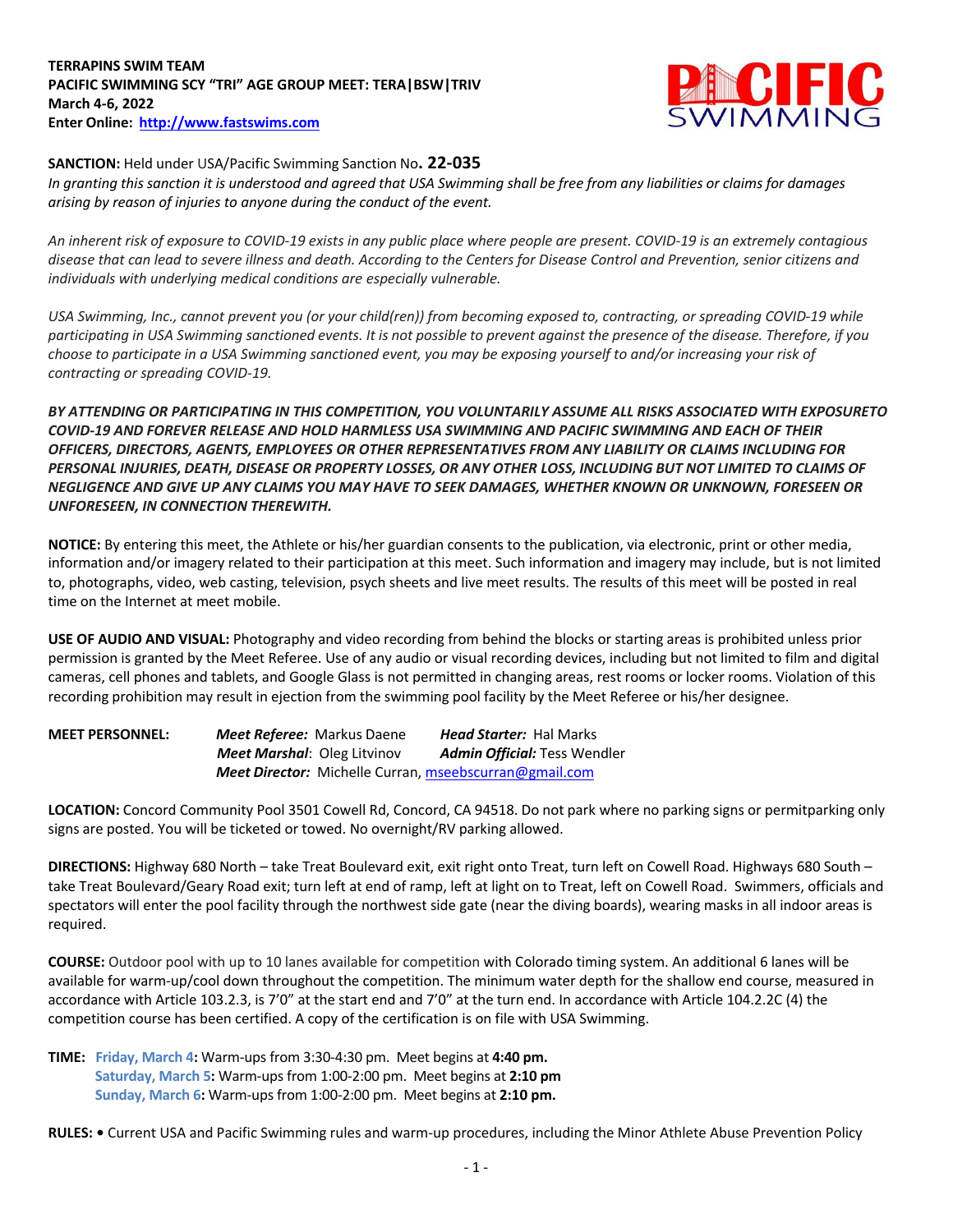**TERRAPINS SWIM TEAM**
**PACIFIC SWIMMING SCY "TRI" AGE GROUP MEET: TERA|BSW|TRIV**
**March 4-6, 2022**
**Enter Online: [http://www.fastswims.com](http://www.fastswims.com)**

**SANCTION:** Held under USA/Pacific Swimming Sanction No**. 22-035**
*In granting this sanction it is understood and agreed that USA Swimming shall be free from any liabilities or claims for damages arising by reason of injuries to anyone during the conduct of the event.*

*An inherent risk of exposure to COVID-19 exists in any public place where people are present. COVID-19 is an extremely contagious disease that can lead to severe illness and death. According to the Centers for Disease Control and Prevention, senior citizens and individuals with underlying medical conditions are especially vulnerable.*

*USA Swimming, Inc., cannot prevent you (or your child(ren)) from becoming exposed to, contracting, or spreading COVID-19 while participating in USA Swimming sanctioned events. It is not possible to prevent against the presence of the disease. Therefore, if you choose to participate in a USA Swimming sanctioned event, you may be exposing yourself to and/or increasing your risk of contracting or spreading COVID-19.*

***BY ATTENDING OR PARTICIPATING IN THIS COMPETITION, YOU VOLUNTARILY ASSUME ALL RISKS ASSOCIATED WITH EXPOSURETO COVID-19 AND FOREVER RELEASE AND HOLD HARMLESS USA SWIMMING AND PACIFIC SWIMMING AND EACH OF THEIR OFFICERS, DIRECTORS, AGENTS, EMPLOYEES OR OTHER REPRESENTATIVES FROM ANY LIABILITY OR CLAIMS INCLUDING FOR PERSONAL INJURIES, DEATH, DISEASE OR PROPERTY LOSSES, OR ANY OTHER LOSS, INCLUDING BUT NOT LIMITED TO CLAIMS OF NEGLIGENCE AND GIVE UP ANY CLAIMS YOU MAY HAVE TO SEEK DAMAGES, WHETHER KNOWN OR UNKNOWN, FORESEEN OR UNFORESEEN, IN CONNECTION THEREWITH.***

**NOTICE:** By entering this meet, the Athlete or his/her guardian consents to the publication, via electronic, print or other media, information and/or imagery related to their participation at this meet. Such information and imagery may include, but is not limited to, photographs, video, web casting, television, psych sheets and live meet results. The results of this meet will be posted in real time on the Internet at meet mobile.

**USE OF AUDIO AND VISUAL:** Photography and video recording from behind the blocks or starting areas is prohibited unless prior permission is granted by the Meet Referee. Use of any audio or visual recording devices, including but not limited to film and digital cameras, cell phones and tablets, and Google Glass is not permitted in changing areas, rest rooms or locker rooms. Violation of this recording prohibition may result in ejection from the swimming pool facility by the Meet Referee or his/her designee.

**MEET PERSONNEL:**
***Meet Referee:*** Markus Daene — ***Head Starter:*** Hal Marks
***Meet Marshal***: Oleg Litvinov — ***Admin Official:*** Tess Wendler
***Meet Director:*** Michelle Curran, [mseebscurran@gmail.com](mailto:mseebscurran@gmail.com)

**LOCATION:** Concord Community Pool 3501 Cowell Rd, Concord, CA 94518. Do not park where no parking signs or permitparking only signs are posted. You will be ticketed or towed. No overnight/RV parking allowed.

**DIRECTIONS:** Highway 680 North – take Treat Boulevard exit, exit right onto Treat, turn left on Cowell Road. Highways 680 South – take Treat Boulevard/Geary Road exit; turn left at end of ramp, left at light on to Treat, left on Cowell Road. Swimmers, officials and spectators will enter the pool facility through the northwest side gate (near the diving boards), wearing masks in all indoor areas is required.

**COURSE:** Outdoor pool with up to 10 lanes available for competition with Colorado timing system. An additional 6 lanes will be available for warm-up/cool down throughout the competition. The minimum water depth for the shallow end course, measured in accordance with Article 103.2.3, is 7'0" at the start end and 7'0" at the turn end. In accordance with Article 104.2.2C (4) the competition course has been certified. A copy of the certification is on file with USA Swimming.

**TIME:** **Friday, March 4:** Warm-ups from 3:30-4:30 pm. Meet begins at **4:40 pm.**
**Saturday, March 5:** Warm-ups from 1:00-2:00 pm. Meet begins at **2:10 pm**
**Sunday, March 6:** Warm-ups from 1:00-2:00 pm. Meet begins at **2:10 pm.**

**RULES:** • Current USA and Pacific Swimming rules and warm-up procedures, including the Minor Athlete Abuse Prevention Policy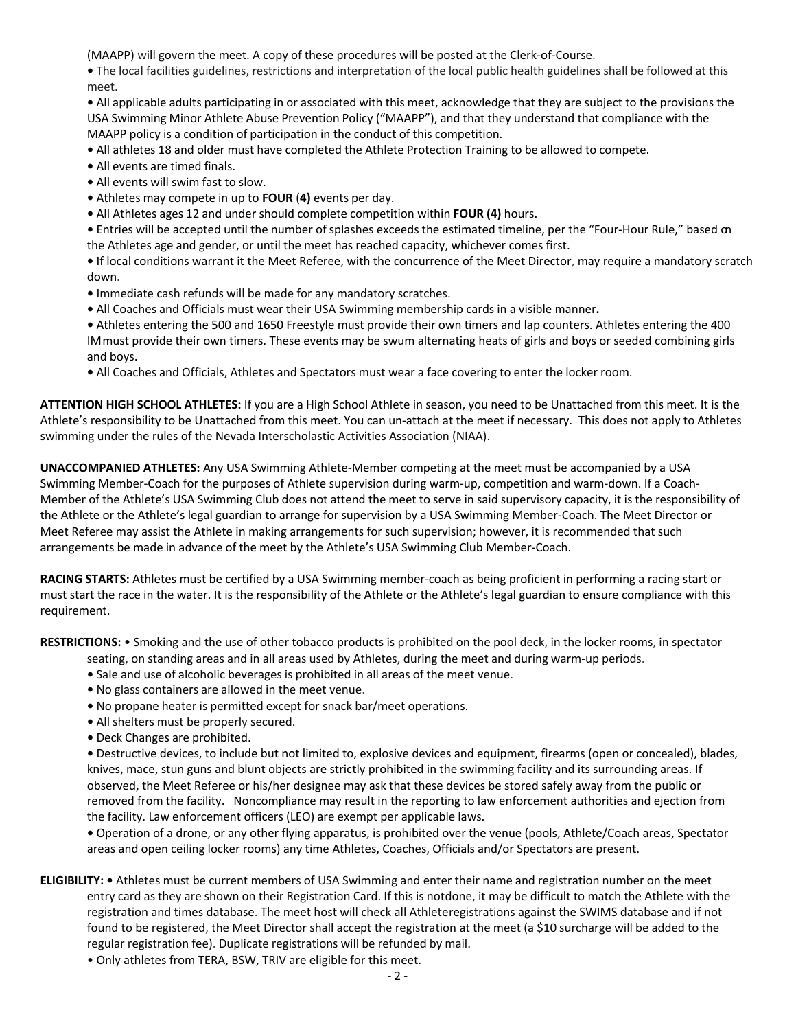(MAAPP) will govern the meet. A copy of these procedures will be posted at the Clerk-of-Course.

- The local facilities guidelines, restrictions and interpretation of the local public health guidelines shall be followed at this meet.
- All applicable adults participating in or associated with this meet, acknowledge that they are subject to the provisions the USA Swimming Minor Athlete Abuse Prevention Policy ("MAAPP"), and that they understand that compliance with the MAAPP policy is a condition of participation in the conduct of this competition.
- All athletes 18 and older must have completed the Athlete Protection Training to be allowed to compete.
- All events are timed finals.
- All events will swim fast to slow.
- Athletes may compete in up to **FOUR** (**4)** events per day.
- All Athletes ages 12 and under should complete competition within **FOUR (4)** hours.
- Entries will be accepted until the number of splashes exceeds the estimated timeline, per the "Four-Hour Rule," based on the Athletes age and gender, or until the meet has reached capacity, whichever comes first.
- If local conditions warrant it the Meet Referee, with the concurrence of the Meet Director, may require a mandatory scratch down.
- Immediate cash refunds will be made for any mandatory scratches.
- All Coaches and Officials must wear their USA Swimming membership cards in a visible manner**.**
- Athletes entering the 500 and 1650 Freestyle must provide their own timers and lap counters. Athletes entering the 400 IM must provide their own timers. These events may be swum alternating heats of girls and boys or seeded combining girls and boys.
- All Coaches and Officials, Athletes and Spectators must wear a face covering to enter the locker room.

**ATTENTION HIGH SCHOOL ATHLETES:** If you are a High School Athlete in season, you need to be Unattached from this meet. It is the Athlete's responsibility to be Unattached from this meet. You can un-attach at the meet if necessary. This does not apply to Athletes swimming under the rules of the Nevada Interscholastic Activities Association (NIAA).

**UNACCOMPANIED ATHLETES:** Any USA Swimming Athlete-Member competing at the meet must be accompanied by a USA Swimming Member-Coach for the purposes of Athlete supervision during warm-up, competition and warm-down. If a Coach-Member of the Athlete's USA Swimming Club does not attend the meet to serve in said supervisory capacity, it is the responsibility of the Athlete or the Athlete's legal guardian to arrange for supervision by a USA Swimming Member-Coach. The Meet Director or Meet Referee may assist the Athlete in making arrangements for such supervision; however, it is recommended that such arrangements be made in advance of the meet by the Athlete's USA Swimming Club Member-Coach.

**RACING STARTS:** Athletes must be certified by a USA Swimming member-coach as being proficient in performing a racing start or must start the race in the water. It is the responsibility of the Athlete or the Athlete's legal guardian to ensure compliance with this requirement.

**RESTRICTIONS:**

- Smoking and the use of other tobacco products is prohibited on the pool deck, in the locker rooms, in spectator seating, on standing areas and in all areas used by Athletes, during the meet and during warm-up periods.
- Sale and use of alcoholic beverages is prohibited in all areas of the meet venue.
- No glass containers are allowed in the meet venue.
- No propane heater is permitted except for snack bar/meet operations.
- All shelters must be properly secured.
- Deck Changes are prohibited.
- Destructive devices, to include but not limited to, explosive devices and equipment, firearms (open or concealed), blades, knives, mace, stun guns and blunt objects are strictly prohibited in the swimming facility and its surrounding areas. If observed, the Meet Referee or his/her designee may ask that these devices be stored safely away from the public or removed from the facility. Noncompliance may result in the reporting to law enforcement authorities and ejection from the facility. Law enforcement officers (LEO) are exempt per applicable laws.
- Operation of a drone, or any other flying apparatus, is prohibited over the venue (pools, Athlete/Coach areas, Spectator areas and open ceiling locker rooms) any time Athletes, Coaches, Officials and/or Spectators are present.

**ELIGIBILITY:**

- Athletes must be current members of USA Swimming and enter their name and registration number on the meet entry card as they are shown on their Registration Card. If this is notdone, it may be difficult to match the Athlete with the registration and times database. The meet host will check all Athleteregistrations against the SWIMS database and if not found to be registered, the Meet Director shall accept the registration at the meet (a $10 surcharge will be added to the regular registration fee). Duplicate registrations will be refunded by mail.
- Only athletes from TERA, BSW, TRIV are eligible for this meet.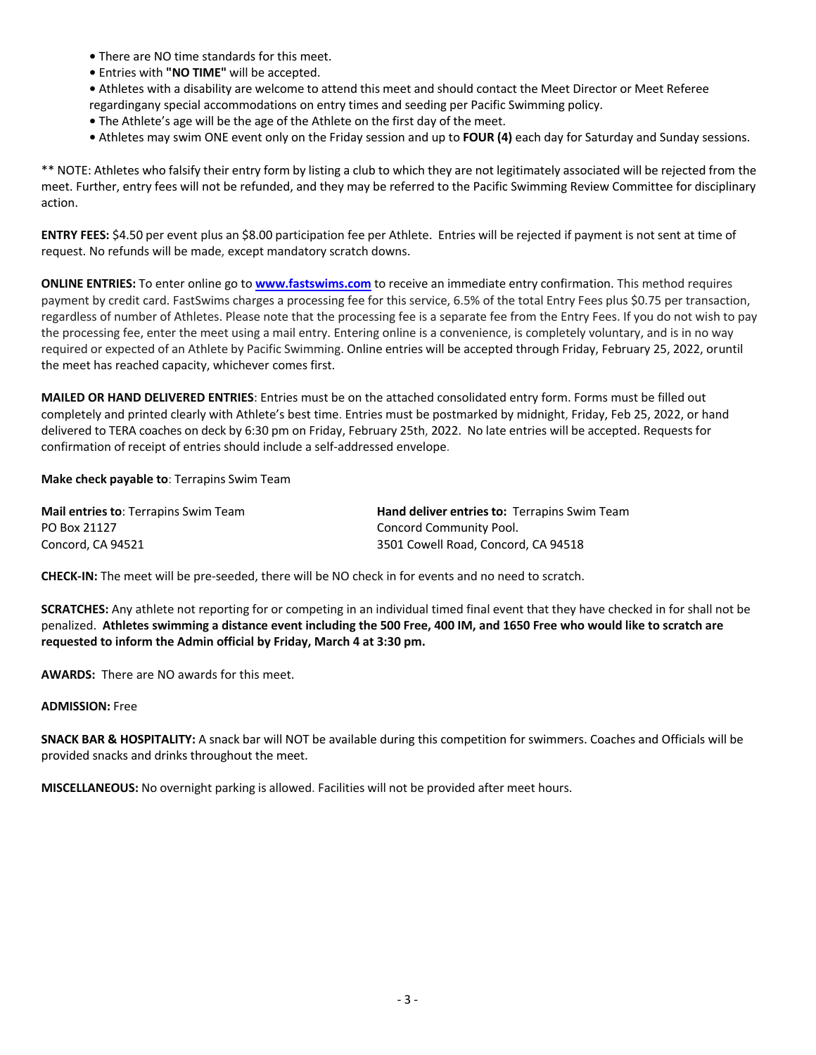- There are NO time standards for this meet.
- Entries with **"NO TIME"** will be accepted.
- Athletes with a disability are welcome to attend this meet and should contact the Meet Director or Meet Referee regardingany special accommodations on entry times and seeding per Pacific Swimming policy.
- The Athlete's age will be the age of the Athlete on the first day of the meet.
- Athletes may swim ONE event only on the Friday session and up to **FOUR (4)** each day for Saturday and Sunday sessions.

** NOTE: Athletes who falsify their entry form by listing a club to which they are not legitimately associated will be rejected from the meet. Further, entry fees will not be refunded, and they may be referred to the Pacific Swimming Review Committee for disciplinary action.

**ENTRY FEES:** $4.50 per event plus an $8.00 participation fee per Athlete. Entries will be rejected if payment is not sent at time of request. No refunds will be made, except mandatory scratch downs.

**ONLINE ENTRIES:** To enter online go to **www.fastswims.com** to receive an immediate entry confirmation. This method requires payment by credit card. FastSwims charges a processing fee for this service, 6.5% of the total Entry Fees plus $0.75 per transaction, regardless of number of Athletes. Please note that the processing fee is a separate fee from the Entry Fees. If you do not wish to pay the processing fee, enter the meet using a mail entry. Entering online is a convenience, is completely voluntary, and is in no way required or expected of an Athlete by Pacific Swimming. Online entries will be accepted through Friday, February 25, 2022, oruntil the meet has reached capacity, whichever comes first.

**MAILED OR HAND DELIVERED ENTRIES**: Entries must be on the attached consolidated entry form. Forms must be filled out completely and printed clearly with Athlete's best time. Entries must be postmarked by midnight, Friday, Feb 25, 2022, or hand delivered to TERA coaches on deck by 6:30 pm on Friday, February 25th, 2022. No late entries will be accepted. Requests for confirmation of receipt of entries should include a self-addressed envelope.

**Make check payable to**: Terrapins Swim Team

**Mail entries to**: Terrapins Swim Team
PO Box 21127
Concord, CA 94521

**Hand deliver entries to:** Terrapins Swim Team
Concord Community Pool.
3501 Cowell Road, Concord, CA 94518

**CHECK-IN:** The meet will be pre-seeded, there will be NO check in for events and no need to scratch.

**SCRATCHES:** Any athlete not reporting for or competing in an individual timed final event that they have checked in for shall not be penalized. **Athletes swimming a distance event including the 500 Free, 400 IM, and 1650 Free who would like to scratch are requested to inform the Admin official by Friday, March 4 at 3:30 pm.**

**AWARDS:** There are NO awards for this meet.

**ADMISSION:** Free

**SNACK BAR & HOSPITALITY:** A snack bar will NOT be available during this competition for swimmers. Coaches and Officials will be provided snacks and drinks throughout the meet.

**MISCELLANEOUS:** No overnight parking is allowed. Facilities will not be provided after meet hours.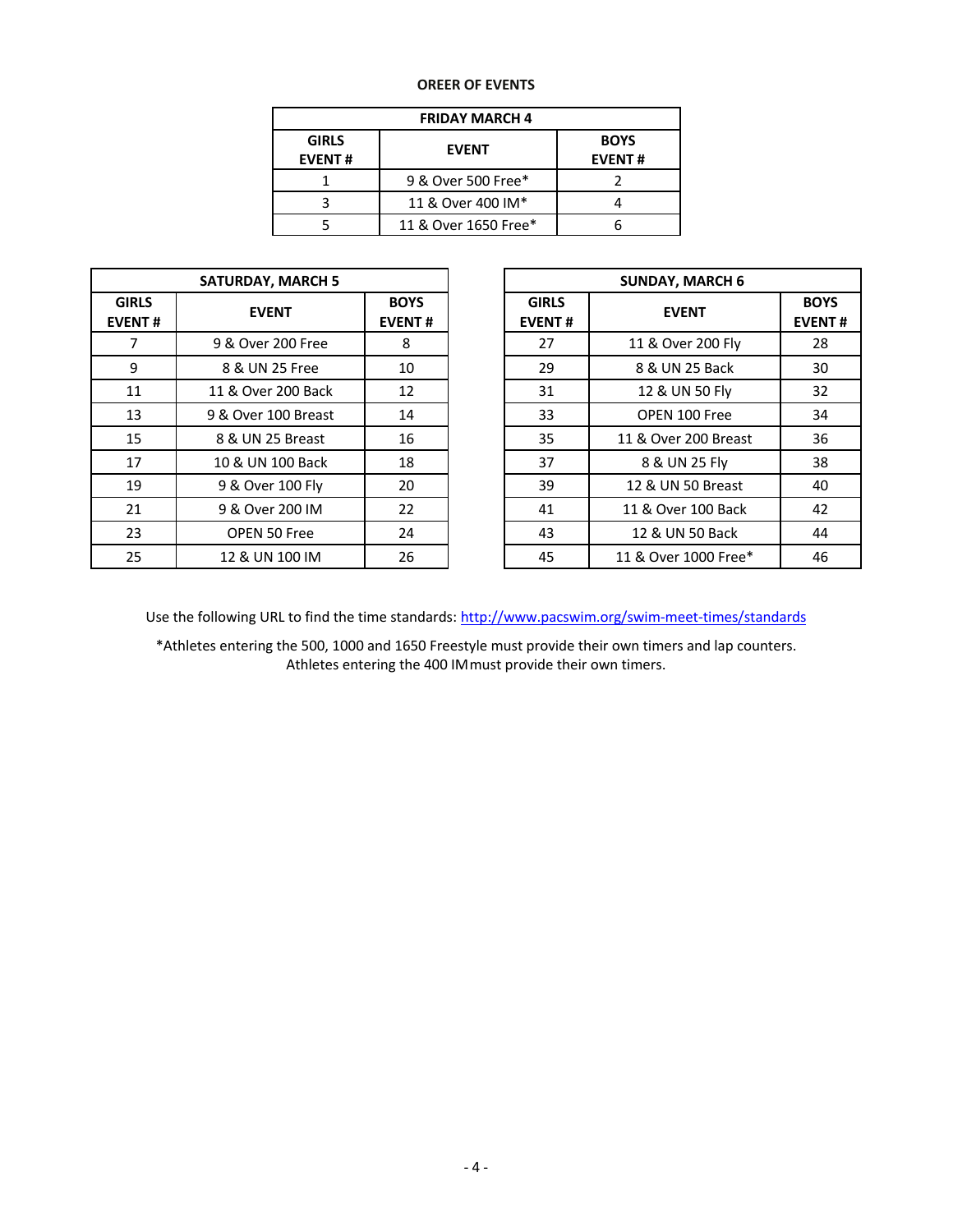**OREER OF EVENTS**

| FRIDAY MARCH 4 | | |
|---|---|---|
| **GIRLS EVENT #** | **EVENT** | **BOYS EVENT #** |
| 1 | 9 & Over 500 Free* | 2 |
| 3 | 11 & Over 400 IM* | 4 |
| 5 | 11 & Over 1650 Free* | 6 |

| SATURDAY, MARCH 5 | | |
|---|---|---|
| **GIRLS EVENT #** | **EVENT** | **BOYS EVENT #** |
| 7 | 9 & Over 200 Free | 8 |
| 9 | 8 & UN 25 Free | 10 |
| 11 | 11 & Over 200 Back | 12 |
| 13 | 9 & Over 100 Breast | 14 |
| 15 | 8 & UN 25 Breast | 16 |
| 17 | 10 & UN 100 Back | 18 |
| 19 | 9 & Over 100 Fly | 20 |
| 21 | 9 & Over 200 IM | 22 |
| 23 | OPEN 50 Free | 24 |
| 25 | 12 & UN 100 IM | 26 |

| SUNDAY, MARCH 6 | | |
|---|---|---|
| **GIRLS EVENT #** | **EVENT** | **BOYS EVENT #** |
| 27 | 11 & Over 200 Fly | 28 |
| 29 | 8 & UN 25 Back | 30 |
| 31 | 12 & UN 50 Fly | 32 |
| 33 | OPEN 100 Free | 34 |
| 35 | 11 & Over 200 Breast | 36 |
| 37 | 8 & UN 25 Fly | 38 |
| 39 | 12 & UN 50 Breast | 40 |
| 41 | 11 & Over 100 Back | 42 |
| 43 | 12 & UN 50 Back | 44 |
| 45 | 11 & Over 1000 Free* | 46 |

Use the following URL to find the time standards: http://www.pacswim.org/swim-meet-times/standards

*Athletes entering the 500, 1000 and 1650 Freestyle must provide their own timers and lap counters. Athletes entering the 400 IM must provide their own timers.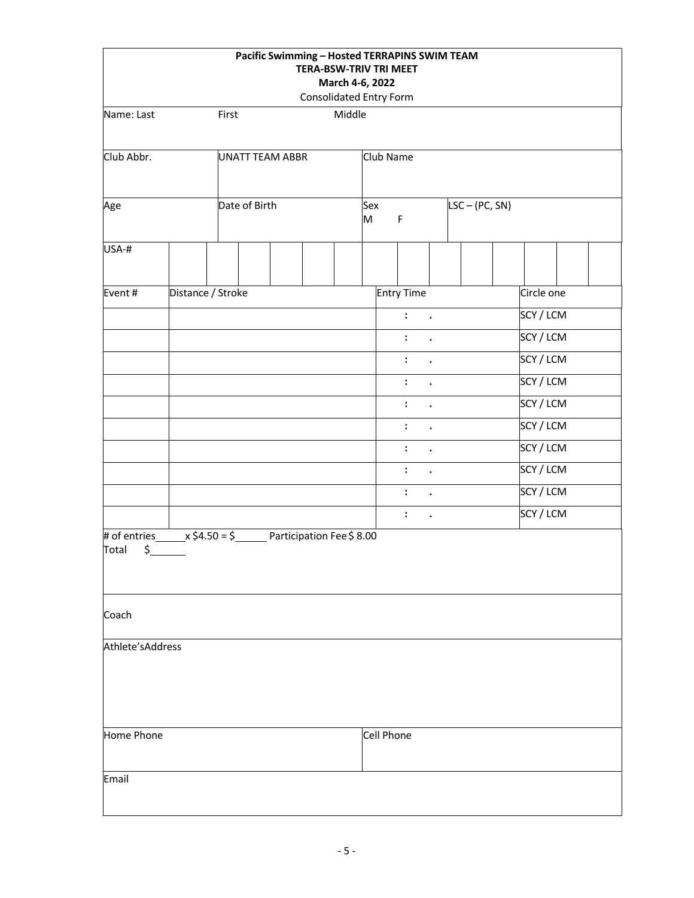**Pacific Swimming – Hosted TERRAPINS SWIM TEAM**
**TERA-BSW-TRIV TRI MEET**
**March 4-6, 2022**
Consolidated Entry Form

| Name: Last | First | Middle |
|---|---|---|
| | | |

| Club Abbr. | UNATT TEAM ABBR | Club Name |
|---|---|---|
| | | |

| Age | Date of Birth | Sex M F | LSC – (PC, SN) |
|---|---|---|---|
| | | | |

| USA-# | | | | | | | | | | | | | | |
|---|---|---|---|---|---|---|---|---|---|---|---|---|---|---|
| | | | | | | | | | | | | | | |

| Event # | Distance / Stroke | Entry Time | Circle one |
|---|---|---|---|
| | | : . | SCY / LCM |
| | | : . | SCY / LCM |
| | | : . | SCY / LCM |
| | | : . | SCY / LCM |
| | | : . | SCY / LCM |
| | | : . | SCY / LCM |
| | | : . | SCY / LCM |
| | | : . | SCY / LCM |
| | | : . | SCY / LCM |
| | | : . | SCY / LCM |

# of entries______ x $4.50 = $______ Participation Fee $ 8.00
Total $______

Coach

Athlete'sAddress

| Home Phone | Cell Phone |
|---|---|
| | |

Email